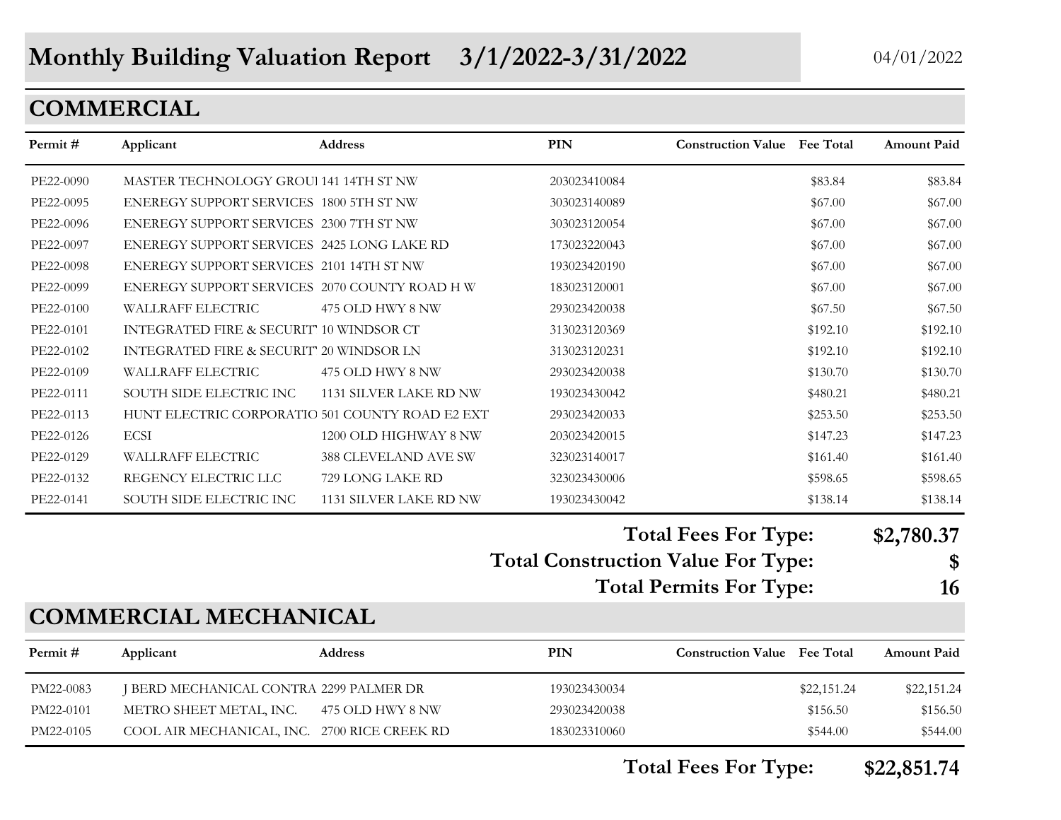# Monthly Building Valuation Report 3/1/2022-3/31/2022

04/01/2022

## COMMERCIAL

| Permit # | Applicant | Address | PIN | Construction Value | Fee Total | Amount Paid |
|---|---|---|---|---|---|---|
| PE22-0090 | MASTER TECHNOLOGY GROUI | 141 14TH ST NW | 203023410084 | | $83.84 | $83.84 |
| PE22-0095 | ENEREGY SUPPORT SERVICES | 1800 5TH ST NW | 303023140089 | | $67.00 | $67.00 |
| PE22-0096 | ENEREGY SUPPORT SERVICES | 2300 7TH ST NW | 303023120054 | | $67.00 | $67.00 |
| PE22-0097 | ENEREGY SUPPORT SERVICES | 2425 LONG LAKE RD | 173023220043 | | $67.00 | $67.00 |
| PE22-0098 | ENEREGY SUPPORT SERVICES | 2101 14TH ST NW | 193023420190 | | $67.00 | $67.00 |
| PE22-0099 | ENEREGY SUPPORT SERVICES | 2070 COUNTY ROAD H W | 183023120001 | | $67.00 | $67.00 |
| PE22-0100 | WALLRAFF ELECTRIC | 475 OLD HWY 8 NW | 293023420038 | | $67.50 | $67.50 |
| PE22-0101 | INTEGRATED FIRE & SECURIT | 10 WINDSOR CT | 313023120369 | | $192.10 | $192.10 |
| PE22-0102 | INTEGRATED FIRE & SECURIT | 20 WINDSOR LN | 313023120231 | | $192.10 | $192.10 |
| PE22-0109 | WALLRAFF ELECTRIC | 475 OLD HWY 8 NW | 293023420038 | | $130.70 | $130.70 |
| PE22-0111 | SOUTH SIDE ELECTRIC INC | 1131 SILVER LAKE RD NW | 193023430042 | | $480.21 | $480.21 |
| PE22-0113 | HUNT ELECTRIC CORPORATIO | 501 COUNTY ROAD E2 EXT | 293023420033 | | $253.50 | $253.50 |
| PE22-0126 | ECSI | 1200 OLD HIGHWAY 8 NW | 203023420015 | | $147.23 | $147.23 |
| PE22-0129 | WALLRAFF ELECTRIC | 388 CLEVELAND AVE SW | 323023140017 | | $161.40 | $161.40 |
| PE22-0132 | REGENCY ELECTRIC LLC | 729 LONG LAKE RD | 323023430006 | | $598.65 | $598.65 |
| PE22-0141 | SOUTH SIDE ELECTRIC INC | 1131 SILVER LAKE RD NW | 193023430042 | | $138.14 | $138.14 |

**Total Fees For Type:** **$2,780.37**

**Total Construction Value For Type:** **$**

**Total Permits For Type:** **16**

## COMMERCIAL MECHANICAL

| Permit # | Applicant | Address | PIN | Construction Value | Fee Total | Amount Paid |
|---|---|---|---|---|---|---|
| PM22-0083 | J BERD MECHANICAL CONTRA | 2299 PALMER DR | 193023430034 | | $22,151.24 | $22,151.24 |
| PM22-0101 | METRO SHEET METAL, INC. | 475 OLD HWY 8 NW | 293023420038 | | $156.50 | $156.50 |
| PM22-0105 | COOL AIR MECHANICAL, INC. | 2700 RICE CREEK RD | 183023310060 | | $544.00 | $544.00 |

**Total Fees For Type:** **$22,851.74**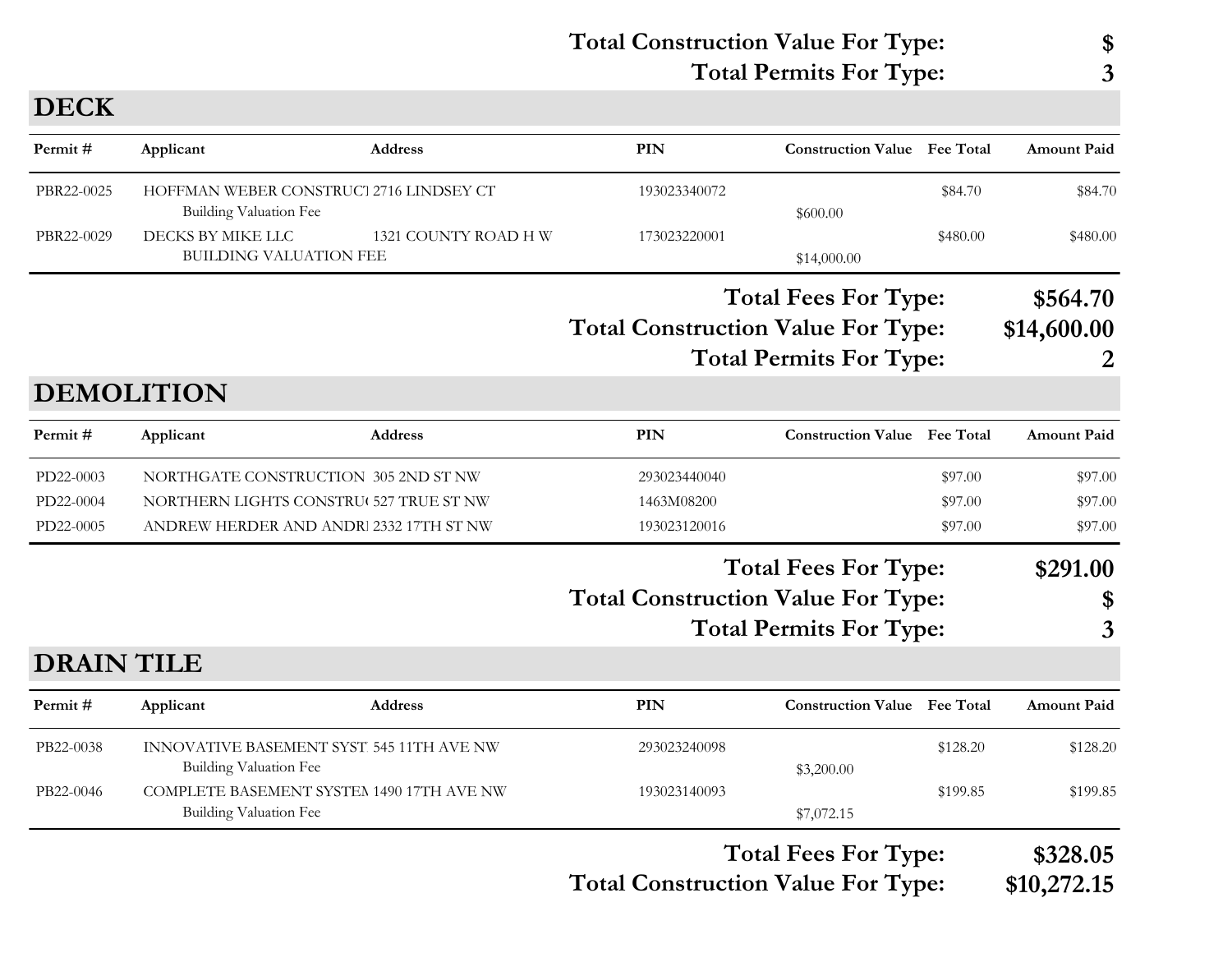Total Construction Value For Type: $
Total Permits For Type: 3

## DECK

| Permit # | Applicant | Address | PIN | Construction Value | Fee Total | Amount Paid |
|---|---|---|---|---|---|---|
| PBR22-0025 | HOFFMAN WEBER CONSTRUCT | 2716 LINDSEY CT | 193023340072 | | $84.70 | $84.70 |
| | Building Valuation Fee | | | $600.00 | | |
| PBR22-0029 | DECKS BY MIKE LLC | 1321 COUNTY ROAD H W | 173023220001 | | $480.00 | $480.00 |
| | BUILDING VALUATION FEE | | | $14,000.00 | | |

**Total Fees For Type: $564.70**
**Total Construction Value For Type: $14,600.00**
**Total Permits For Type: 2**

## DEMOLITION

| Permit # | Applicant | Address | PIN | Construction Value | Fee Total | Amount Paid |
|---|---|---|---|---|---|---|
| PD22-0003 | NORTHGATE CONSTRUCTION | 305 2ND ST NW | 293023440040 | | $97.00 | $97.00 |
| PD22-0004 | NORTHERN LIGHTS CONSTRU | 527 TRUE ST NW | 1463M08200 | | $97.00 | $97.00 |
| PD22-0005 | ANDREW HERDER AND ANDR | 2332 17TH ST NW | 193023120016 | | $97.00 | $97.00 |

**Total Fees For Type: $291.00**
**Total Construction Value For Type: $**
**Total Permits For Type: 3**

## DRAIN TILE

| Permit # | Applicant | Address | PIN | Construction Value | Fee Total | Amount Paid |
|---|---|---|---|---|---|---|
| PB22-0038 | INNOVATIVE BASEMENT SYST | 545 11TH AVE NW | 293023240098 | | $128.20 | $128.20 |
| | Building Valuation Fee | | | $3,200.00 | | |
| PB22-0046 | COMPLETE BASEMENT SYSTEM | 1490 17TH AVE NW | 193023140093 | | $199.85 | $199.85 |
| | Building Valuation Fee | | | $7,072.15 | | |

**Total Fees For Type: $328.05**
**Total Construction Value For Type: $10,272.15**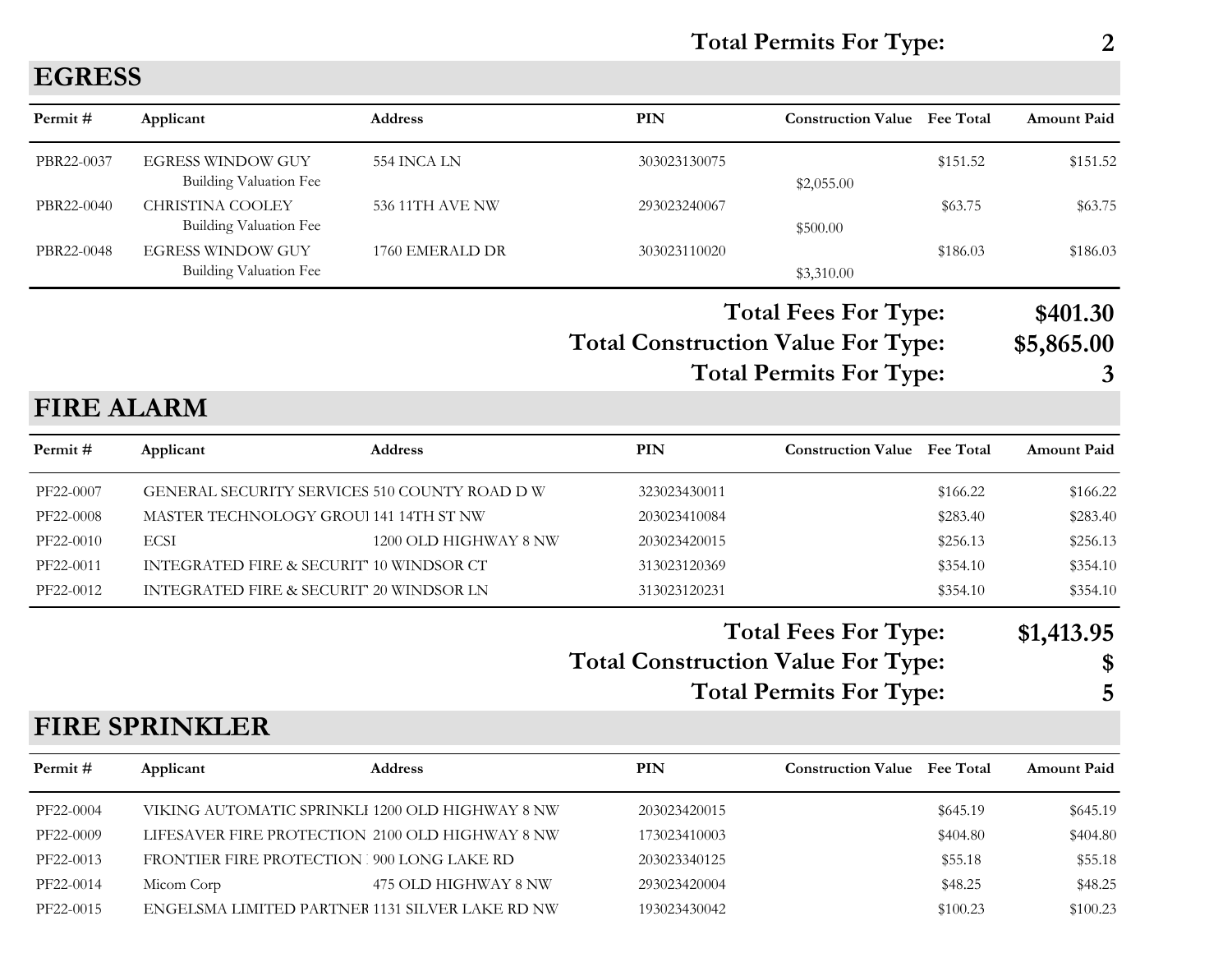**Total Permits For Type: 2**

## EGRESS

| Permit # | Applicant | Address | PIN | Construction Value | Fee Total | Amount Paid |
|---|---|---|---|---|---|---|
| PBR22-0037 | EGRESS WINDOW GUY | 554 INCA LN | 303023130075 | | $151.52 | $151.52 |
| | Building Valuation Fee | | | $2,055.00 | | |
| PBR22-0040 | CHRISTINA COOLEY | 536 11TH AVE NW | 293023240067 | | $63.75 | $63.75 |
| | Building Valuation Fee | | | $500.00 | | |
| PBR22-0048 | EGRESS WINDOW GUY | 1760 EMERALD DR | 303023110020 | | $186.03 | $186.03 |
| | Building Valuation Fee | | | $3,310.00 | | |

**Total Fees For Type: $401.30**

**Total Construction Value For Type: $5,865.00**

**Total Permits For Type: 3**

## FIRE ALARM

| Permit # | Applicant | Address | PIN | Construction Value | Fee Total | Amount Paid |
|---|---|---|---|---|---|---|
| PF22-0007 | GENERAL SECURITY SERVICES | 510 COUNTY ROAD D W | 323023430011 | | $166.22 | $166.22 |
| PF22-0008 | MASTER TECHNOLOGY GROUI | 141 14TH ST NW | 203023410084 | | $283.40 | $283.40 |
| PF22-0010 | ECSI | 1200 OLD HIGHWAY 8 NW | 203023420015 | | $256.13 | $256.13 |
| PF22-0011 | INTEGRATED FIRE & SECURIT | 10 WINDSOR CT | 313023120369 | | $354.10 | $354.10 |
| PF22-0012 | INTEGRATED FIRE & SECURIT | 20 WINDSOR LN | 313023120231 | | $354.10 | $354.10 |

**Total Fees For Type: $1,413.95**

**Total Construction Value For Type: $**

**Total Permits For Type: 5**

## FIRE SPRINKLER

| Permit # | Applicant | Address | PIN | Construction Value | Fee Total | Amount Paid |
|---|---|---|---|---|---|---|
| PF22-0004 | VIKING AUTOMATIC SPRINKLI | 1200 OLD HIGHWAY 8 NW | 203023420015 | | $645.19 | $645.19 |
| PF22-0009 | LIFESAVER FIRE PROTECTION | 2100 OLD HIGHWAY 8 NW | 173023410003 | | $404.80 | $404.80 |
| PF22-0013 | FRONTIER FIRE PROTECTION | 900 LONG LAKE RD | 203023340125 | | $55.18 | $55.18 |
| PF22-0014 | Micom Corp | 475 OLD HIGHWAY 8 NW | 293023420004 | | $48.25 | $48.25 |
| PF22-0015 | ENGELSMA LIMITED PARTNER | 1131 SILVER LAKE RD NW | 193023430042 | | $100.23 | $100.23 |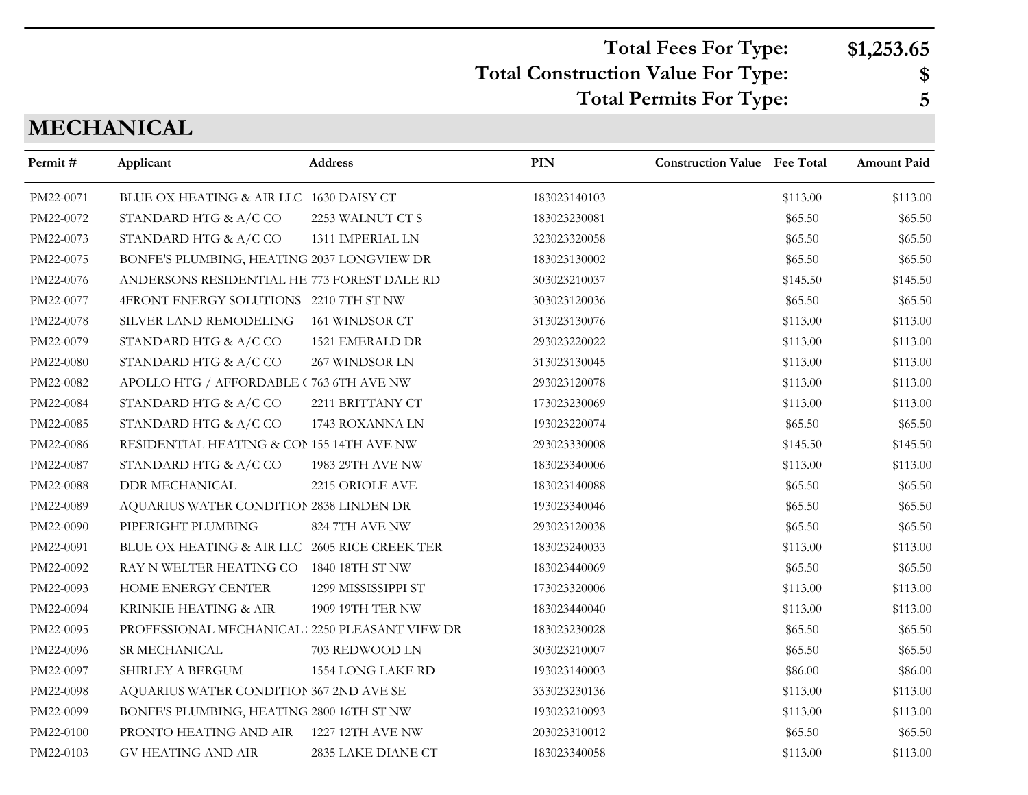**Total Fees For Type:** **$1,253.65**

**Total Construction Value For Type:** **$**

**Total Permits For Type:** **5**

## MECHANICAL

| Permit # | Applicant | Address | PIN | Construction Value | Fee Total | Amount Paid |
|---|---|---|---|---|---|---|
| PM22-0071 | BLUE OX HEATING & AIR LLC | 1630 DAISY CT | 183023140103 | | $113.00 | $113.00 |
| PM22-0072 | STANDARD HTG & A/C CO | 2253 WALNUT CT S | 183023230081 | | $65.50 | $65.50 |
| PM22-0073 | STANDARD HTG & A/C CO | 1311 IMPERIAL LN | 323023320058 | | $65.50 | $65.50 |
| PM22-0075 | BONFE'S PLUMBING, HEATING | 2037 LONGVIEW DR | 183023130002 | | $65.50 | $65.50 |
| PM22-0076 | ANDERSONS RESIDENTIAL HE | 773 FOREST DALE RD | 303023210037 | | $145.50 | $145.50 |
| PM22-0077 | 4FRONT ENERGY SOLUTIONS | 2210 7TH ST NW | 303023120036 | | $65.50 | $65.50 |
| PM22-0078 | SILVER LAND REMODELING | 161 WINDSOR CT | 313023130076 | | $113.00 | $113.00 |
| PM22-0079 | STANDARD HTG & A/C CO | 1521 EMERALD DR | 293023220022 | | $113.00 | $113.00 |
| PM22-0080 | STANDARD HTG & A/C CO | 267 WINDSOR LN | 313023130045 | | $113.00 | $113.00 |
| PM22-0082 | APOLLO HTG / AFFORDABLE ( | 763 6TH AVE NW | 293023120078 | | $113.00 | $113.00 |
| PM22-0084 | STANDARD HTG & A/C CO | 2211 BRITTANY CT | 173023230069 | | $113.00 | $113.00 |
| PM22-0085 | STANDARD HTG & A/C CO | 1743 ROXANNA LN | 193023220074 | | $65.50 | $65.50 |
| PM22-0086 | RESIDENTIAL HEATING & COI | 155 14TH AVE NW | 293023330008 | | $145.50 | $145.50 |
| PM22-0087 | STANDARD HTG & A/C CO | 1983 29TH AVE NW | 183023340006 | | $113.00 | $113.00 |
| PM22-0088 | DDR MECHANICAL | 2215 ORIOLE AVE | 183023140088 | | $65.50 | $65.50 |
| PM22-0089 | AQUARIUS WATER CONDITION | 2838 LINDEN DR | 193023340046 | | $65.50 | $65.50 |
| PM22-0090 | PIPERIGHT PLUMBING | 824 7TH AVE NW | 293023120038 | | $65.50 | $65.50 |
| PM22-0091 | BLUE OX HEATING & AIR LLC | 2605 RICE CREEK TER | 183023240033 | | $113.00 | $113.00 |
| PM22-0092 | RAY N WELTER HEATING CO | 1840 18TH ST NW | 183023440069 | | $65.50 | $65.50 |
| PM22-0093 | HOME ENERGY CENTER | 1299 MISSISSIPPI ST | 173023320006 | | $113.00 | $113.00 |
| PM22-0094 | KRINKIE HEATING & AIR | 1909 19TH TER NW | 183023440040 | | $113.00 | $113.00 |
| PM22-0095 | PROFESSIONAL MECHANICAL | 2250 PLEASANT VIEW DR | 183023230028 | | $65.50 | $65.50 |
| PM22-0096 | SR MECHANICAL | 703 REDWOOD LN | 303023210007 | | $65.50 | $65.50 |
| PM22-0097 | SHIRLEY A BERGUM | 1554 LONG LAKE RD | 193023140003 | | $86.00 | $86.00 |
| PM22-0098 | AQUARIUS WATER CONDITION | 367 2ND AVE SE | 333023230136 | | $113.00 | $113.00 |
| PM22-0099 | BONFE'S PLUMBING, HEATING | 2800 16TH ST NW | 193023210093 | | $113.00 | $113.00 |
| PM22-0100 | PRONTO HEATING AND AIR | 1227 12TH AVE NW | 203023310012 | | $65.50 | $65.50 |
| PM22-0103 | GV HEATING AND AIR | 2835 LAKE DIANE CT | 183023340058 | | $113.00 | $113.00 |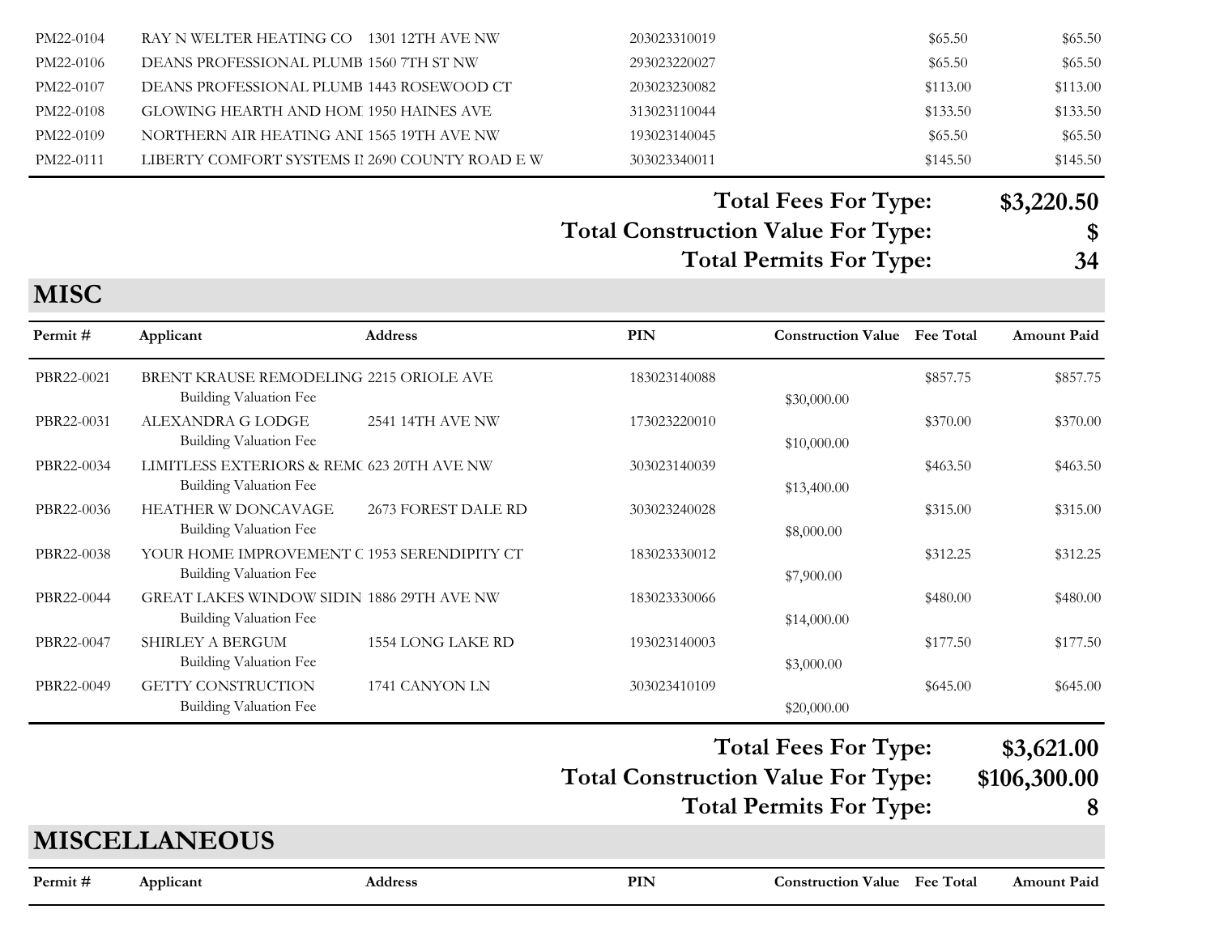| Permit # | Applicant | Address | PIN | Construction Value | Fee Total | Amount Paid |
|---|---|---|---|---|---|---|
| PM22-0104 | RAY N WELTER HEATING CO | 1301 12TH AVE NW | 203023310019 | | $65.50 | $65.50 |
| PM22-0106 | DEANS PROFESSIONAL PLUMB | 1560 7TH ST NW | 293023220027 | | $65.50 | $65.50 |
| PM22-0107 | DEANS PROFESSIONAL PLUMB | 1443 ROSEWOOD CT | 203023230082 | | $113.00 | $113.00 |
| PM22-0108 | GLOWING HEARTH AND HOM | 1950 HAINES AVE | 313023110044 | | $133.50 | $133.50 |
| PM22-0109 | NORTHERN AIR HEATING ANI | 1565 19TH AVE NW | 193023140045 | | $65.50 | $65.50 |
| PM22-0111 | LIBERTY COMFORT SYSTEMS I | 2690 COUNTY ROAD E W | 303023340011 | | $145.50 | $145.50 |

**Total Fees For Type: $3,220.50**
**Total Construction Value For Type: $**
**Total Permits For Type: 34**

## MISC

| Permit # | Applicant | Address | PIN | Construction Value | Fee Total | Amount Paid |
|---|---|---|---|---|---|---|
| PBR22-0021 | BRENT KRAUSE REMODELING | 2215 ORIOLE AVE | 183023140088 | | $857.75 | $857.75 |
| | Building Valuation Fee | | | $30,000.00 | | |
| PBR22-0031 | ALEXANDRA G LODGE | 2541 14TH AVE NW | 173023220010 | | $370.00 | $370.00 |
| | Building Valuation Fee | | | $10,000.00 | | |
| PBR22-0034 | LIMITLESS EXTERIORS & REM( | 623 20TH AVE NW | 303023140039 | | $463.50 | $463.50 |
| | Building Valuation Fee | | | $13,400.00 | | |
| PBR22-0036 | HEATHER W DONCAVAGE | 2673 FOREST DALE RD | 303023240028 | | $315.00 | $315.00 |
| | Building Valuation Fee | | | $8,000.00 | | |
| PBR22-0038 | YOUR HOME IMPROVEMENT C | 1953 SERENDIPITY CT | 183023330012 | | $312.25 | $312.25 |
| | Building Valuation Fee | | | $7,900.00 | | |
| PBR22-0044 | GREAT LAKES WINDOW SIDIN | 1886 29TH AVE NW | 183023330066 | | $480.00 | $480.00 |
| | Building Valuation Fee | | | $14,000.00 | | |
| PBR22-0047 | SHIRLEY A BERGUM | 1554 LONG LAKE RD | 193023140003 | | $177.50 | $177.50 |
| | Building Valuation Fee | | | $3,000.00 | | |
| PBR22-0049 | GETTY CONSTRUCTION | 1741 CANYON LN | 303023410109 | | $645.00 | $645.00 |
| | Building Valuation Fee | | | $20,000.00 | | |

**Total Fees For Type: $3,621.00**
**Total Construction Value For Type: $106,300.00**
**Total Permits For Type: 8**

## MISCELLANEOUS

| Permit # | Applicant | Address | PIN | Construction Value | Fee Total | Amount Paid |
|---|---|---|---|---|---|---|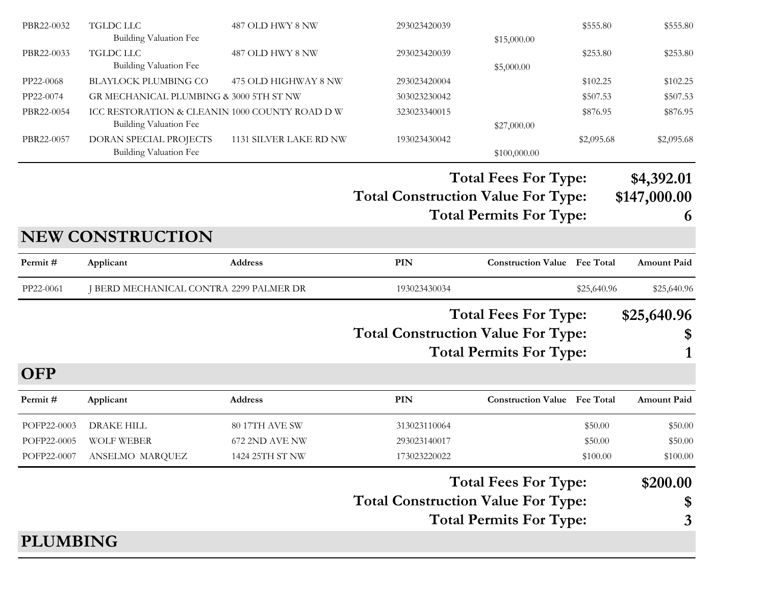| Permit # | Applicant | Address | PIN | Construction Value | Fee Total | Amount Paid |
|---|---|---|---|---|---|---|
| PBR22-0032 | TGLDC LLC | 487 OLD HWY 8 NW | 293023420039 | | $555.80 | $555.80 |
| | Building Valuation Fee | | | $15,000.00 | | |
| PBR22-0033 | TGLDC LLC | 487 OLD HWY 8 NW | 293023420039 | | $253.80 | $253.80 |
| | Building Valuation Fee | | | $5,000.00 | | |
| PP22-0068 | BLAYLOCK PLUMBING CO | 475 OLD HIGHWAY 8 NW | 293023420004 | | $102.25 | $102.25 |
| PP22-0074 | GR MECHANICAL PLUMBING & | 3000 5TH ST NW | 303023230042 | | $507.53 | $507.53 |
| PBR22-0054 | ICC RESTORATION & CLEANIN | 1000 COUNTY ROAD D W | 323023340015 | | $876.95 | $876.95 |
| | Building Valuation Fee | | | $27,000.00 | | |
| PBR22-0057 | DORAN SPECIAL PROJECTS | 1131 SILVER LAKE RD NW | 193023430042 | | $2,095.68 | $2,095.68 |
| | Building Valuation Fee | | | $100,000.00 | | |

**Total Fees For Type: $4,392.01**
**Total Construction Value For Type: $147,000.00**
**Total Permits For Type: 6**

## NEW CONSTRUCTION

| Permit # | Applicant | Address | PIN | Construction Value | Fee Total | Amount Paid |
|---|---|---|---|---|---|---|
| PP22-0061 | J BERD MECHANICAL CONTRA | 2299 PALMER DR | 193023430034 | | $25,640.96 | $25,640.96 |

**Total Fees For Type: $25,640.96**
**Total Construction Value For Type: $**
**Total Permits For Type: 1**

## OFP

| Permit # | Applicant | Address | PIN | Construction Value | Fee Total | Amount Paid |
|---|---|---|---|---|---|---|
| POFP22-0003 | DRAKE HILL | 80 17TH AVE SW | 313023110064 | | $50.00 | $50.00 |
| POFP22-0005 | WOLF WEBER | 672 2ND AVE NW | 293023140017 | | $50.00 | $50.00 |
| POFP22-0007 | ANSELMO MARQUEZ | 1424 25TH ST NW | 173023220022 | | $100.00 | $100.00 |

**Total Fees For Type: $200.00**
**Total Construction Value For Type: $**
**Total Permits For Type: 3**

## PLUMBING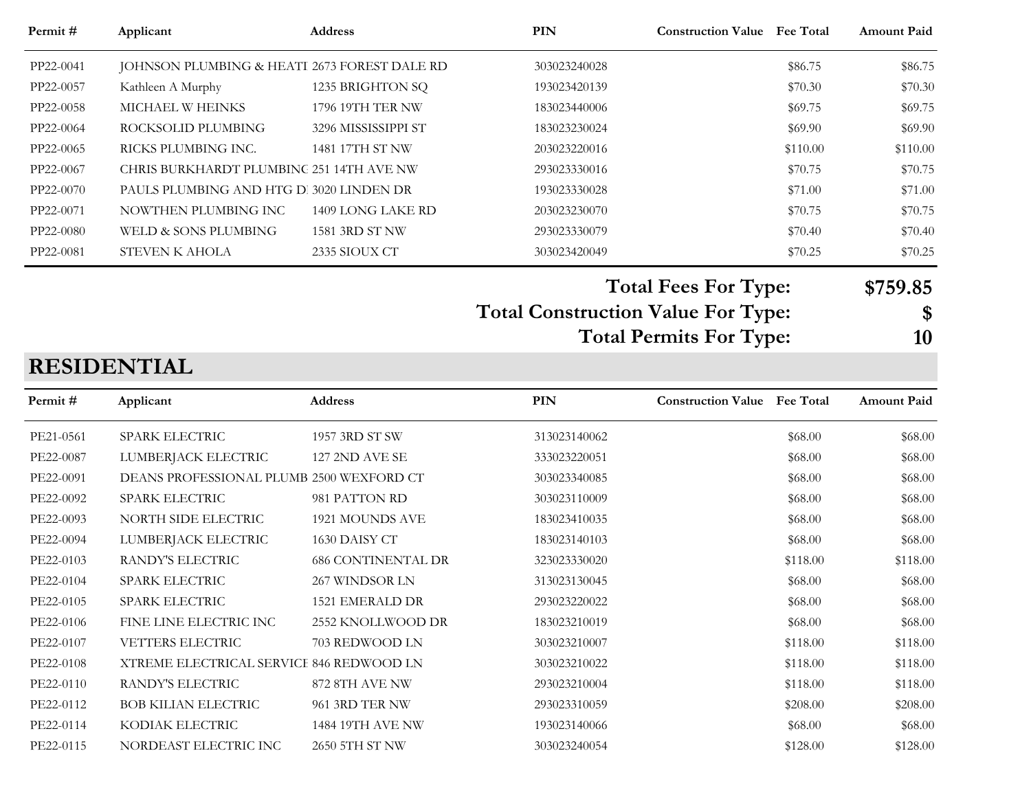| Permit # | Applicant | Address | PIN | Construction Value | Fee Total | Amount Paid |
|---|---|---|---|---|---|---|
| PP22-0041 | JOHNSON PLUMBING & HEATI | 2673 FOREST DALE RD | 303023240028 | | $86.75 | $86.75 |
| PP22-0057 | Kathleen A Murphy | 1235 BRIGHTON SQ | 193023420139 | | $70.30 | $70.30 |
| PP22-0058 | MICHAEL W HEINKS | 1796 19TH TER NW | 183023440006 | | $69.75 | $69.75 |
| PP22-0064 | ROCKSOLID PLUMBING | 3296 MISSISSIPPI ST | 183023230024 | | $69.90 | $69.90 |
| PP22-0065 | RICKS PLUMBING INC. | 1481 17TH ST NW | 203023220016 | | $110.00 | $110.00 |
| PP22-0067 | CHRIS BURKHARDT PLUMBINC | 251 14TH AVE NW | 293023330016 | | $70.75 | $70.75 |
| PP22-0070 | PAULS PLUMBING AND HTG DI | 3020 LINDEN DR | 193023330028 | | $71.00 | $71.00 |
| PP22-0071 | NOWTHEN PLUMBING INC | 1409 LONG LAKE RD | 203023230070 | | $70.75 | $70.75 |
| PP22-0080 | WELD & SONS PLUMBING | 1581 3RD ST NW | 293023330079 | | $70.40 | $70.40 |
| PP22-0081 | STEVEN K AHOLA | 2335 SIOUX CT | 303023420049 | | $70.25 | $70.25 |

**Total Fees For Type: $759.85**

**Total Construction Value For Type: $**

**Total Permits For Type: 10**

## RESIDENTIAL

| Permit # | Applicant | Address | PIN | Construction Value | Fee Total | Amount Paid |
|---|---|---|---|---|---|---|
| PE21-0561 | SPARK ELECTRIC | 1957 3RD ST SW | 313023140062 | | $68.00 | $68.00 |
| PE22-0087 | LUMBERJACK ELECTRIC | 127 2ND AVE SE | 333023220051 | | $68.00 | $68.00 |
| PE22-0091 | DEANS PROFESSIONAL PLUMB | 2500 WEXFORD CT | 303023340085 | | $68.00 | $68.00 |
| PE22-0092 | SPARK ELECTRIC | 981 PATTON RD | 303023110009 | | $68.00 | $68.00 |
| PE22-0093 | NORTH SIDE ELECTRIC | 1921 MOUNDS AVE | 183023410035 | | $68.00 | $68.00 |
| PE22-0094 | LUMBERJACK ELECTRIC | 1630 DAISY CT | 183023140103 | | $68.00 | $68.00 |
| PE22-0103 | RANDY'S ELECTRIC | 686 CONTINENTAL DR | 323023330020 | | $118.00 | $118.00 |
| PE22-0104 | SPARK ELECTRIC | 267 WINDSOR LN | 313023130045 | | $68.00 | $68.00 |
| PE22-0105 | SPARK ELECTRIC | 1521 EMERALD DR | 293023220022 | | $68.00 | $68.00 |
| PE22-0106 | FINE LINE ELECTRIC INC | 2552 KNOLLWOOD DR | 183023210019 | | $68.00 | $68.00 |
| PE22-0107 | VETTERS ELECTRIC | 703 REDWOOD LN | 303023210007 | | $118.00 | $118.00 |
| PE22-0108 | XTREME ELECTRICAL SERVICE | 846 REDWOOD LN | 303023210022 | | $118.00 | $118.00 |
| PE22-0110 | RANDY'S ELECTRIC | 872 8TH AVE NW | 293023210004 | | $118.00 | $118.00 |
| PE22-0112 | BOB KILIAN ELECTRIC | 961 3RD TER NW | 293023310059 | | $208.00 | $208.00 |
| PE22-0114 | KODIAK ELECTRIC | 1484 19TH AVE NW | 193023140066 | | $68.00 | $68.00 |
| PE22-0115 | NORDEAST ELECTRIC INC | 2650 5TH ST NW | 303023240054 | | $128.00 | $128.00 |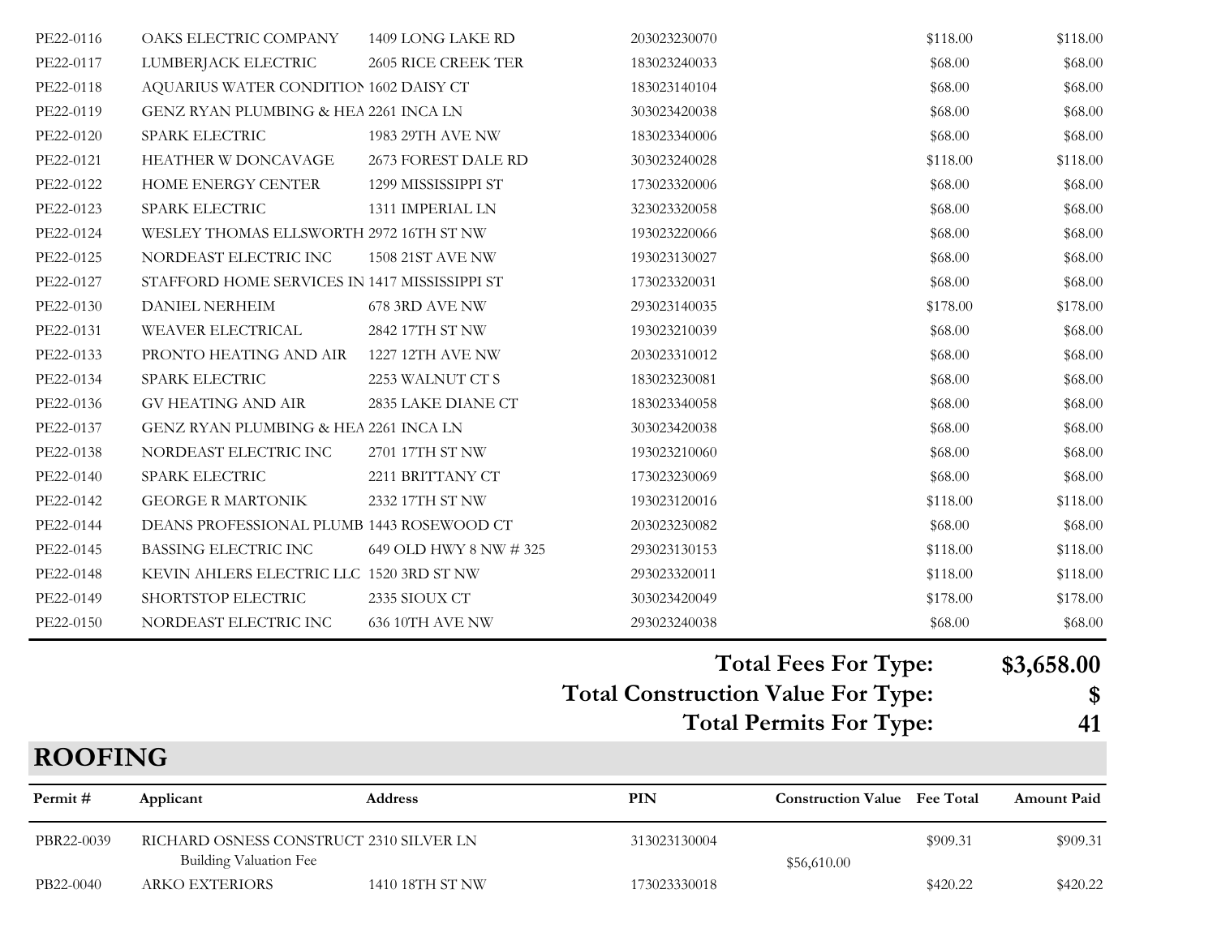| Permit # | Applicant | Address | PIN | Construction Value | Fee Total | Amount Paid |
|---|---|---|---|---|---|---|
| PE22-0116 | OAKS ELECTRIC COMPANY | 1409 LONG LAKE RD | 203023230070 | | $118.00 | $118.00 |
| PE22-0117 | LUMBERJACK ELECTRIC | 2605 RICE CREEK TER | 183023240033 | | $68.00 | $68.00 |
| PE22-0118 | AQUARIUS WATER CONDITION | 1602 DAISY CT | 183023140104 | | $68.00 | $68.00 |
| PE22-0119 | GENZ RYAN PLUMBING & HEA | 2261 INCA LN | 303023420038 | | $68.00 | $68.00 |
| PE22-0120 | SPARK ELECTRIC | 1983 29TH AVE NW | 183023340006 | | $68.00 | $68.00 |
| PE22-0121 | HEATHER W DONCAVAGE | 2673 FOREST DALE RD | 303023240028 | | $118.00 | $118.00 |
| PE22-0122 | HOME ENERGY CENTER | 1299 MISSISSIPPI ST | 173023320006 | | $68.00 | $68.00 |
| PE22-0123 | SPARK ELECTRIC | 1311 IMPERIAL LN | 323023320058 | | $68.00 | $68.00 |
| PE22-0124 | WESLEY THOMAS ELLSWORTH | 2972 16TH ST NW | 193023220066 | | $68.00 | $68.00 |
| PE22-0125 | NORDEAST ELECTRIC INC | 1508 21ST AVE NW | 193023130027 | | $68.00 | $68.00 |
| PE22-0127 | STAFFORD HOME SERVICES IN | 1417 MISSISSIPPI ST | 173023320031 | | $68.00 | $68.00 |
| PE22-0130 | DANIEL NERHEIM | 678 3RD AVE NW | 293023140035 | | $178.00 | $178.00 |
| PE22-0131 | WEAVER ELECTRICAL | 2842 17TH ST NW | 193023210039 | | $68.00 | $68.00 |
| PE22-0133 | PRONTO HEATING AND AIR | 1227 12TH AVE NW | 203023310012 | | $68.00 | $68.00 |
| PE22-0134 | SPARK ELECTRIC | 2253 WALNUT CT S | 183023230081 | | $68.00 | $68.00 |
| PE22-0136 | GV HEATING AND AIR | 2835 LAKE DIANE CT | 183023340058 | | $68.00 | $68.00 |
| PE22-0137 | GENZ RYAN PLUMBING & HEA | 2261 INCA LN | 303023420038 | | $68.00 | $68.00 |
| PE22-0138 | NORDEAST ELECTRIC INC | 2701 17TH ST NW | 193023210060 | | $68.00 | $68.00 |
| PE22-0140 | SPARK ELECTRIC | 2211 BRITTANY CT | 173023230069 | | $68.00 | $68.00 |
| PE22-0142 | GEORGE R MARTONIK | 2332 17TH ST NW | 193023120016 | | $118.00 | $118.00 |
| PE22-0144 | DEANS PROFESSIONAL PLUMB | 1443 ROSEWOOD CT | 203023230082 | | $68.00 | $68.00 |
| PE22-0145 | BASSING ELECTRIC INC | 649 OLD HWY 8 NW # 325 | 293023130153 | | $118.00 | $118.00 |
| PE22-0148 | KEVIN AHLERS ELECTRIC LLC | 1520 3RD ST NW | 293023320011 | | $118.00 | $118.00 |
| PE22-0149 | SHORTSTOP ELECTRIC | 2335 SIOUX CT | 303023420049 | | $178.00 | $178.00 |
| PE22-0150 | NORDEAST ELECTRIC INC | 636 10TH AVE NW | 293023240038 | | $68.00 | $68.00 |

**Total Fees For Type: $3,658.00**
**Total Construction Value For Type: $**
**Total Permits For Type: 41**

## ROOFING

| Permit # | Applicant | Address | PIN | Construction Value | Fee Total | Amount Paid |
|---|---|---|---|---|---|---|
| PBR22-0039 | RICHARD OSNESS CONSTRUCT | 2310 SILVER LN | 313023130004 | | $909.31 | $909.31 |
| | Building Valuation Fee | | | $56,610.00 | | |
| PB22-0040 | ARKO EXTERIORS | 1410 18TH ST NW | 173023330018 | | $420.22 | $420.22 |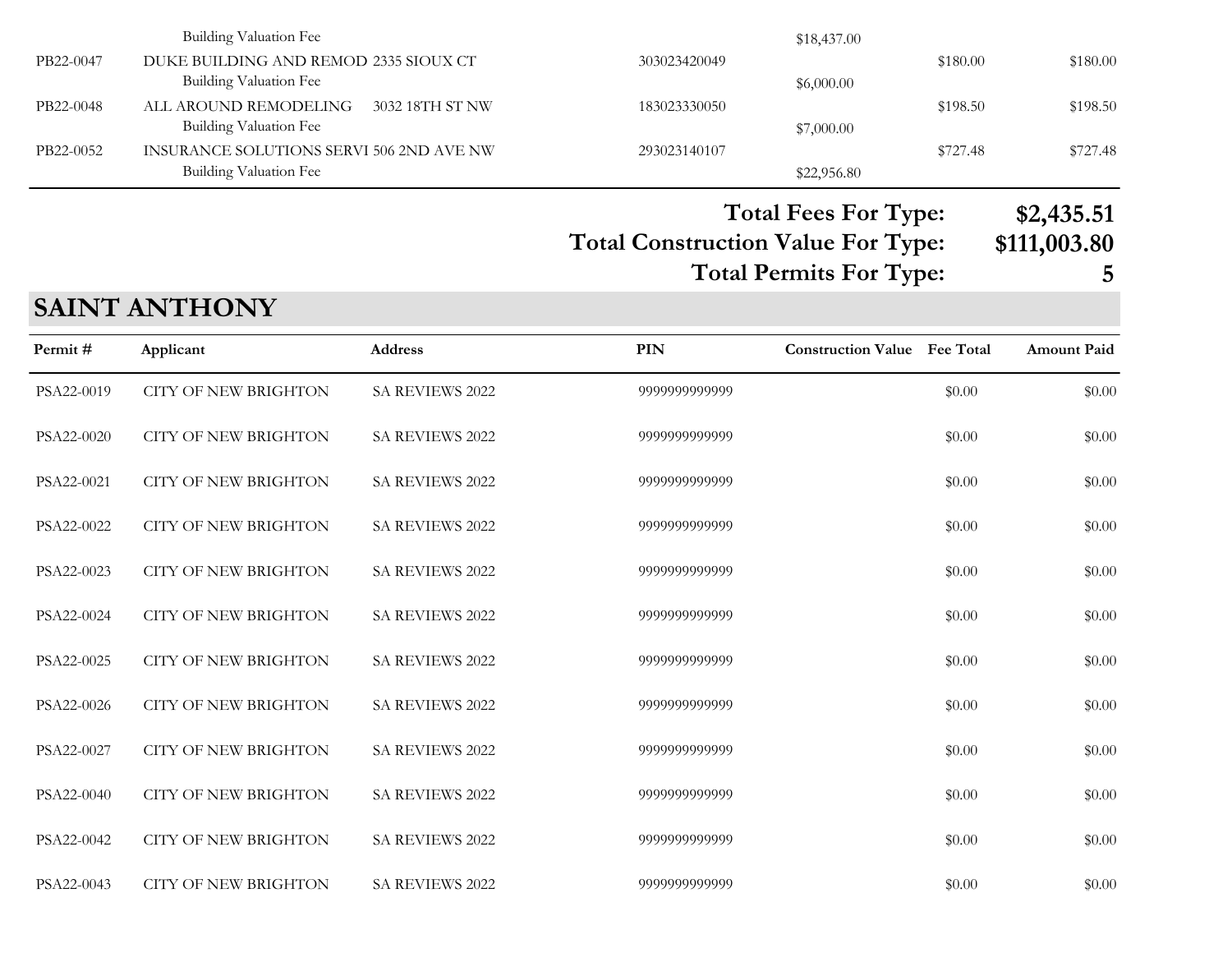| Permit # | Applicant | Address | PIN | Construction Value | Fee Total | Amount Paid |
|---|---|---|---|---|---|---|
| | Building Valuation Fee | | | $18,437.00 | | |
| PB22-0047 | DUKE BUILDING AND REMOD | 2335 SIOUX CT | 303023420049 | | $180.00 | $180.00 |
| | Building Valuation Fee | | | $6,000.00 | | |
| PB22-0048 | ALL AROUND REMODELING | 3032 18TH ST NW | 183023330050 | | $198.50 | $198.50 |
| | Building Valuation Fee | | | $7,000.00 | | |
| PB22-0052 | INSURANCE SOLUTIONS SERVI | 506 2ND AVE NW | 293023140107 | | $727.48 | $727.48 |
| | Building Valuation Fee | | | $22,956.80 | | |

**Total Fees For Type: $2,435.51**

**Total Construction Value For Type: $111,003.80**

**Total Permits For Type: 5**

## SAINT ANTHONY

| Permit # | Applicant | Address | PIN | Construction Value | Fee Total | Amount Paid |
|---|---|---|---|---|---|---|
| PSA22-0019 | CITY OF NEW BRIGHTON | SA REVIEWS 2022 | 9999999999999 | | $0.00 | $0.00 |
| PSA22-0020 | CITY OF NEW BRIGHTON | SA REVIEWS 2022 | 9999999999999 | | $0.00 | $0.00 |
| PSA22-0021 | CITY OF NEW BRIGHTON | SA REVIEWS 2022 | 9999999999999 | | $0.00 | $0.00 |
| PSA22-0022 | CITY OF NEW BRIGHTON | SA REVIEWS 2022 | 9999999999999 | | $0.00 | $0.00 |
| PSA22-0023 | CITY OF NEW BRIGHTON | SA REVIEWS 2022 | 9999999999999 | | $0.00 | $0.00 |
| PSA22-0024 | CITY OF NEW BRIGHTON | SA REVIEWS 2022 | 9999999999999 | | $0.00 | $0.00 |
| PSA22-0025 | CITY OF NEW BRIGHTON | SA REVIEWS 2022 | 9999999999999 | | $0.00 | $0.00 |
| PSA22-0026 | CITY OF NEW BRIGHTON | SA REVIEWS 2022 | 9999999999999 | | $0.00 | $0.00 |
| PSA22-0027 | CITY OF NEW BRIGHTON | SA REVIEWS 2022 | 9999999999999 | | $0.00 | $0.00 |
| PSA22-0040 | CITY OF NEW BRIGHTON | SA REVIEWS 2022 | 9999999999999 | | $0.00 | $0.00 |
| PSA22-0042 | CITY OF NEW BRIGHTON | SA REVIEWS 2022 | 9999999999999 | | $0.00 | $0.00 |
| PSA22-0043 | CITY OF NEW BRIGHTON | SA REVIEWS 2022 | 9999999999999 | | $0.00 | $0.00 |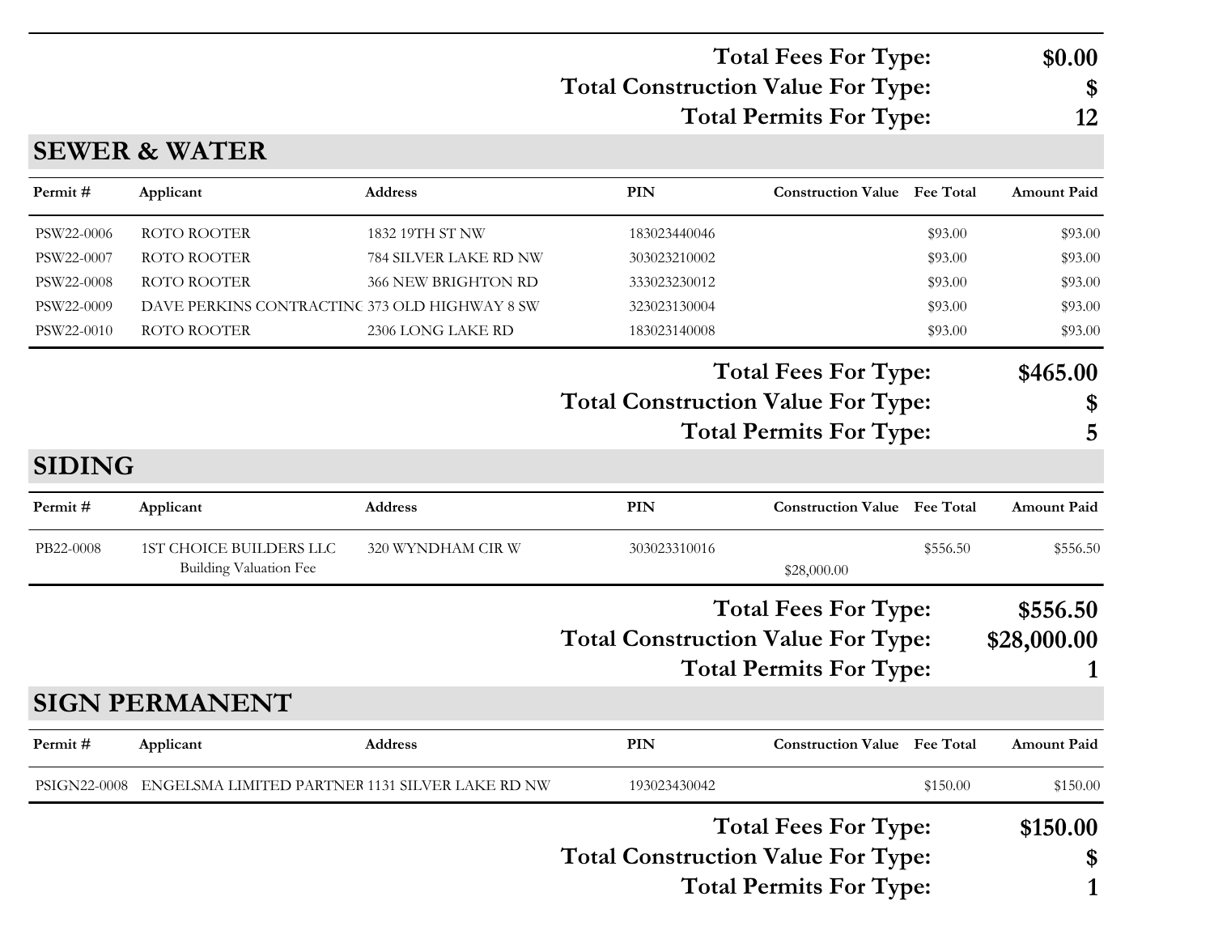| | |
|---|---|
| **Total Fees For Type:** | **$0.00** |
| **Total Construction Value For Type:** | **$** |
| **Total Permits For Type:** | **12** |

## SEWER & WATER

| Permit # | Applicant | Address | PIN | Construction Value | Fee Total | Amount Paid |
|---|---|---|---|---|---|---|
| PSW22-0006 | ROTO ROOTER | 1832 19TH ST NW | 183023440046 | | $93.00 | $93.00 |
| PSW22-0007 | ROTO ROOTER | 784 SILVER LAKE RD NW | 303023210002 | | $93.00 | $93.00 |
| PSW22-0008 | ROTO ROOTER | 366 NEW BRIGHTON RD | 333023230012 | | $93.00 | $93.00 |
| PSW22-0009 | DAVE PERKINS CONTRACTINC | 373 OLD HIGHWAY 8 SW | 323023130004 | | $93.00 | $93.00 |
| PSW22-0010 | ROTO ROOTER | 2306 LONG LAKE RD | 183023140008 | | $93.00 | $93.00 |

| | |
|---|---|
| **Total Fees For Type:** | **$465.00** |
| **Total Construction Value For Type:** | **$** |
| **Total Permits For Type:** | **5** |

## SIDING

| Permit # | Applicant | Address | PIN | Construction Value | Fee Total | Amount Paid |
|---|---|---|---|---|---|---|
| PB22-0008 | 1ST CHOICE BUILDERS LLC | 320 WYNDHAM CIR W | 303023310016 | | $556.50 | $556.50 |
| | Building Valuation Fee | | | $28,000.00 | | |

| | |
|---|---|
| **Total Fees For Type:** | **$556.50** |
| **Total Construction Value For Type:** | **$28,000.00** |
| **Total Permits For Type:** | **1** |

## SIGN PERMANENT

| Permit # | Applicant | Address | PIN | Construction Value | Fee Total | Amount Paid |
|---|---|---|---|---|---|---|
| PSIGN22-0008 | ENGELSMA LIMITED PARTNEF | 1131 SILVER LAKE RD NW | 193023430042 | | $150.00 | $150.00 |

| | |
|---|---|
| **Total Fees For Type:** | **$150.00** |
| **Total Construction Value For Type:** | **$** |
| **Total Permits For Type:** | **1** |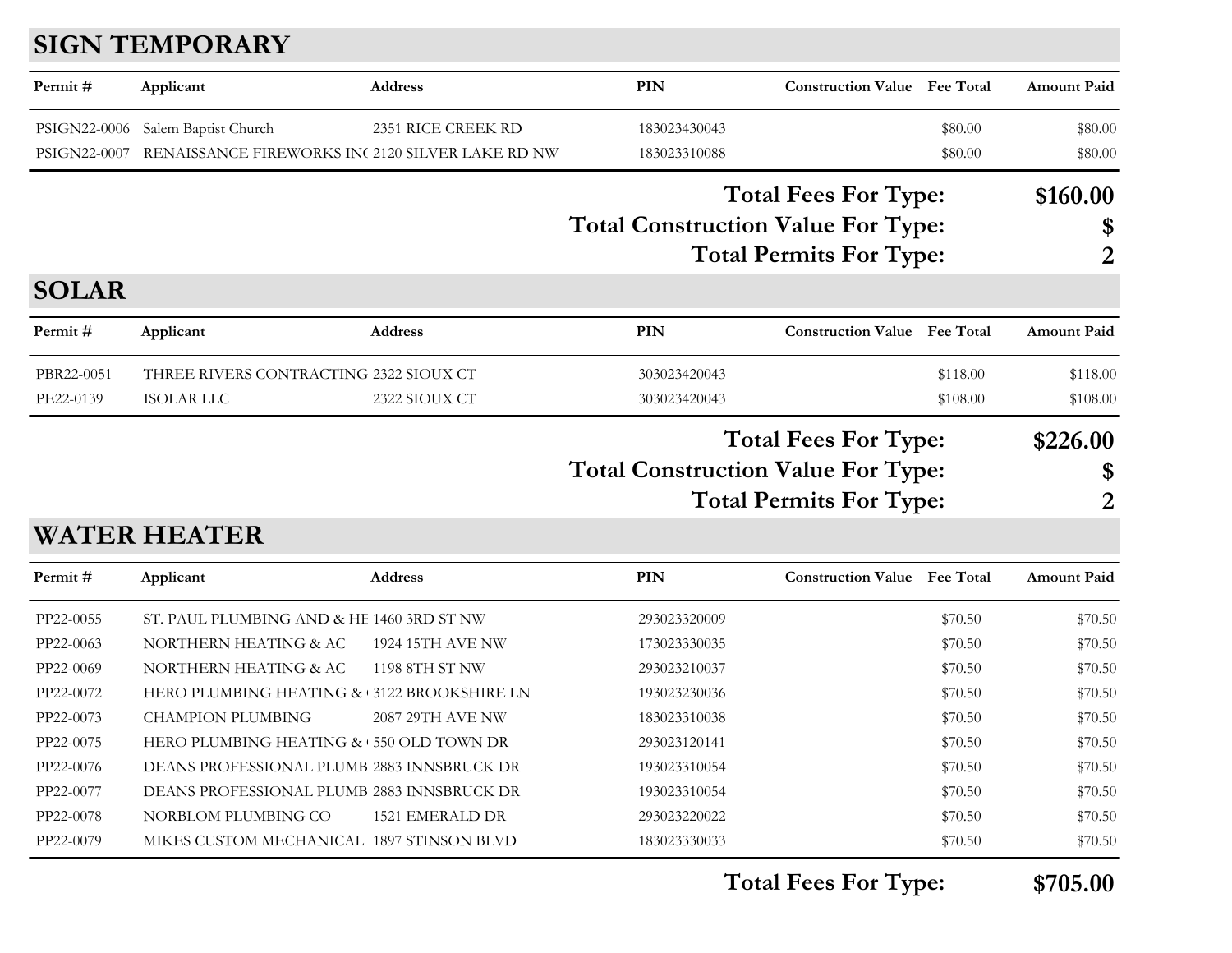## SIGN TEMPORARY

| Permit # | Applicant | Address | PIN | Construction Value | Fee Total | Amount Paid |
|---|---|---|---|---|---|---|
| PSIGN22-0006 | Salem Baptist Church | 2351 RICE CREEK RD | 183023430043 | | $80.00 | $80.00 |
| PSIGN22-0007 | RENAISSANCE FIREWORKS IN( | 2120 SILVER LAKE RD NW | 183023310088 | | $80.00 | $80.00 |

**Total Fees For Type:** **$160.00**
**Total Construction Value For Type:** **$**
**Total Permits For Type:** **2**

## SOLAR

| Permit # | Applicant | Address | PIN | Construction Value | Fee Total | Amount Paid |
|---|---|---|---|---|---|---|
| PBR22-0051 | THREE RIVERS CONTRACTING | 2322 SIOUX CT | 303023420043 | | $118.00 | $118.00 |
| PE22-0139 | ISOLAR LLC | 2322 SIOUX CT | 303023420043 | | $108.00 | $108.00 |

**Total Fees For Type:** **$226.00**
**Total Construction Value For Type:** **$**
**Total Permits For Type:** **2**

## WATER HEATER

| Permit # | Applicant | Address | PIN | Construction Value | Fee Total | Amount Paid |
|---|---|---|---|---|---|---|
| PP22-0055 | ST. PAUL PLUMBING AND & HE | 1460 3RD ST NW | 293023320009 | | $70.50 | $70.50 |
| PP22-0063 | NORTHERN HEATING & AC | 1924 15TH AVE NW | 173023330035 | | $70.50 | $70.50 |
| PP22-0069 | NORTHERN HEATING & AC | 1198 8TH ST NW | 293023210037 | | $70.50 | $70.50 |
| PP22-0072 | HERO PLUMBING HEATING & ( | 3122 BROOKSHIRE LN | 193023230036 | | $70.50 | $70.50 |
| PP22-0073 | CHAMPION PLUMBING | 2087 29TH AVE NW | 183023310038 | | $70.50 | $70.50 |
| PP22-0075 | HERO PLUMBING HEATING & ( | 550 OLD TOWN DR | 293023120141 | | $70.50 | $70.50 |
| PP22-0076 | DEANS PROFESSIONAL PLUMB | 2883 INNSBRUCK DR | 193023310054 | | $70.50 | $70.50 |
| PP22-0077 | DEANS PROFESSIONAL PLUMB | 2883 INNSBRUCK DR | 193023310054 | | $70.50 | $70.50 |
| PP22-0078 | NORBLOM PLUMBING CO | 1521 EMERALD DR | 293023220022 | | $70.50 | $70.50 |
| PP22-0079 | MIKES CUSTOM MECHANICAL | 1897 STINSON BLVD | 183023330033 | | $70.50 | $70.50 |

**Total Fees For Type:** **$705.00**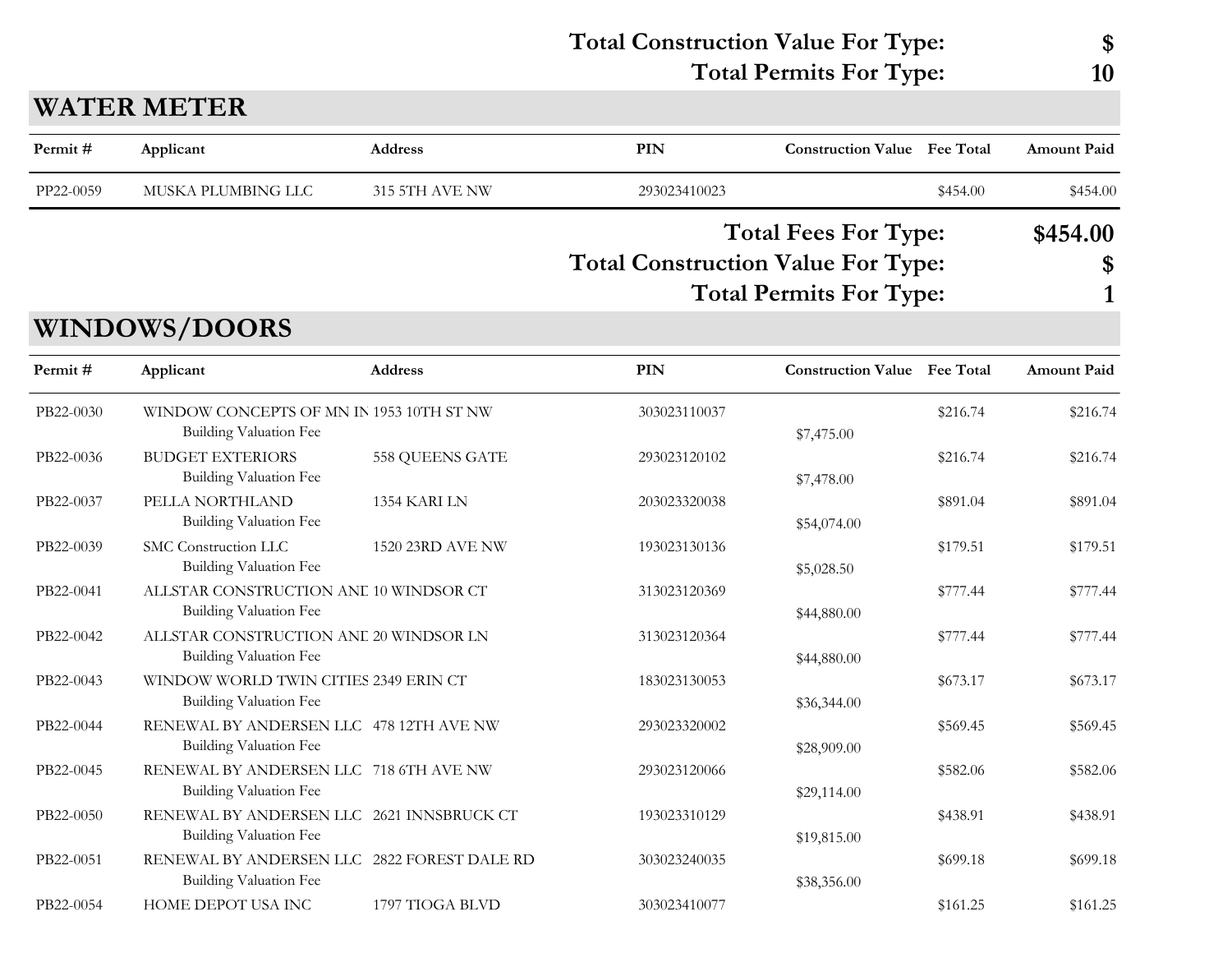**Total Construction Value For Type: $**

**Total Permits For Type: 10**

## WATER METER

| Permit # | Applicant | Address | PIN | Construction Value | Fee Total | Amount Paid |
|---|---|---|---|---|---|---|
| PP22-0059 | MUSKA PLUMBING LLC | 315 5TH AVE NW | 293023410023 | | $454.00 | $454.00 |

**Total Fees For Type: $454.00**

**Total Construction Value For Type: $**

**Total Permits For Type: 1**

## WINDOWS/DOORS

| Permit # | Applicant | Address | PIN | Construction Value | Fee Total | Amount Paid |
|---|---|---|---|---|---|---|
| PB22-0030 | WINDOW CONCEPTS OF MN IN | 1953 10TH ST NW | 303023110037 | | $216.74 | $216.74 |
| | Building Valuation Fee | | | $7,475.00 | | |
| PB22-0036 | BUDGET EXTERIORS | 558 QUEENS GATE | 293023120102 | | $216.74 | $216.74 |
| | Building Valuation Fee | | | $7,478.00 | | |
| PB22-0037 | PELLA NORTHLAND | 1354 KARI LN | 203023320038 | | $891.04 | $891.04 |
| | Building Valuation Fee | | | $54,074.00 | | |
| PB22-0039 | SMC Construction LLC | 1520 23RD AVE NW | 193023130136 | | $179.51 | $179.51 |
| | Building Valuation Fee | | | $5,028.50 | | |
| PB22-0041 | ALLSTAR CONSTRUCTION ANE | 10 WINDSOR CT | 313023120369 | | $777.44 | $777.44 |
| | Building Valuation Fee | | | $44,880.00 | | |
| PB22-0042 | ALLSTAR CONSTRUCTION ANE | 20 WINDSOR LN | 313023120364 | | $777.44 | $777.44 |
| | Building Valuation Fee | | | $44,880.00 | | |
| PB22-0043 | WINDOW WORLD TWIN CITIES | 2349 ERIN CT | 183023130053 | | $673.17 | $673.17 |
| | Building Valuation Fee | | | $36,344.00 | | |
| PB22-0044 | RENEWAL BY ANDERSEN LLC | 478 12TH AVE NW | 293023320002 | | $569.45 | $569.45 |
| | Building Valuation Fee | | | $28,909.00 | | |
| PB22-0045 | RENEWAL BY ANDERSEN LLC | 718 6TH AVE NW | 293023120066 | | $582.06 | $582.06 |
| | Building Valuation Fee | | | $29,114.00 | | |
| PB22-0050 | RENEWAL BY ANDERSEN LLC | 2621 INNSBRUCK CT | 193023310129 | | $438.91 | $438.91 |
| | Building Valuation Fee | | | $19,815.00 | | |
| PB22-0051 | RENEWAL BY ANDERSEN LLC | 2822 FOREST DALE RD | 303023240035 | | $699.18 | $699.18 |
| | Building Valuation Fee | | | $38,356.00 | | |
| PB22-0054 | HOME DEPOT USA INC | 1797 TIOGA BLVD | 303023410077 | | $161.25 | $161.25 |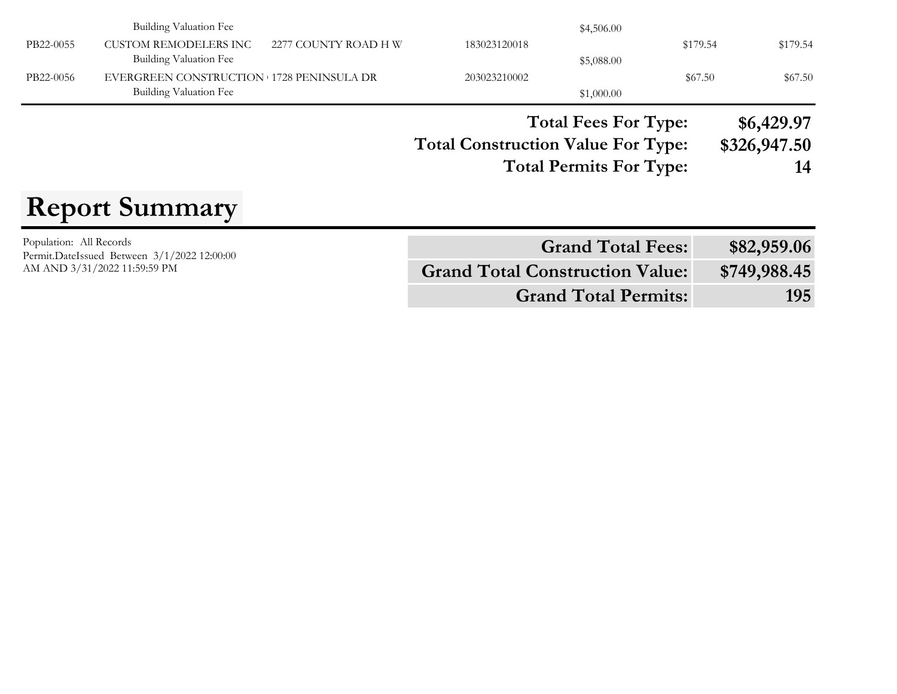| | | | | | | |
|---|---|---|---|---|---|---|
| | Building Valuation Fee | | | $4,506.00 | | |
| PB22-0055 | CUSTOM REMODELERS INC | 2277 COUNTY ROAD H W | 183023120018 | | $179.54 | $179.54 |
| | Building Valuation Fee | | | $5,088.00 | | |
| PB22-0056 | EVERGREEN CONSTRUCTION | 1728 PENINSULA DR | 203023210002 | | $67.50 | $67.50 |
| | Building Valuation Fee | | | $1,000.00 | | |

| | |
|---|---|
| **Total Fees For Type:** | **$6,429.97** |
| **Total Construction Value For Type:** | **$326,947.50** |
| **Total Permits For Type:** | **14** |

# Report Summary

Population: All Records
Permit.DateIssued Between 3/1/2022 12:00:00 AM AND 3/31/2022 11:59:59 PM

| | |
|---|---|
| **Grand Total Fees:** | **$82,959.06** |
| **Grand Total Construction Value:** | **$749,988.45** |
| **Grand Total Permits:** | **195** |